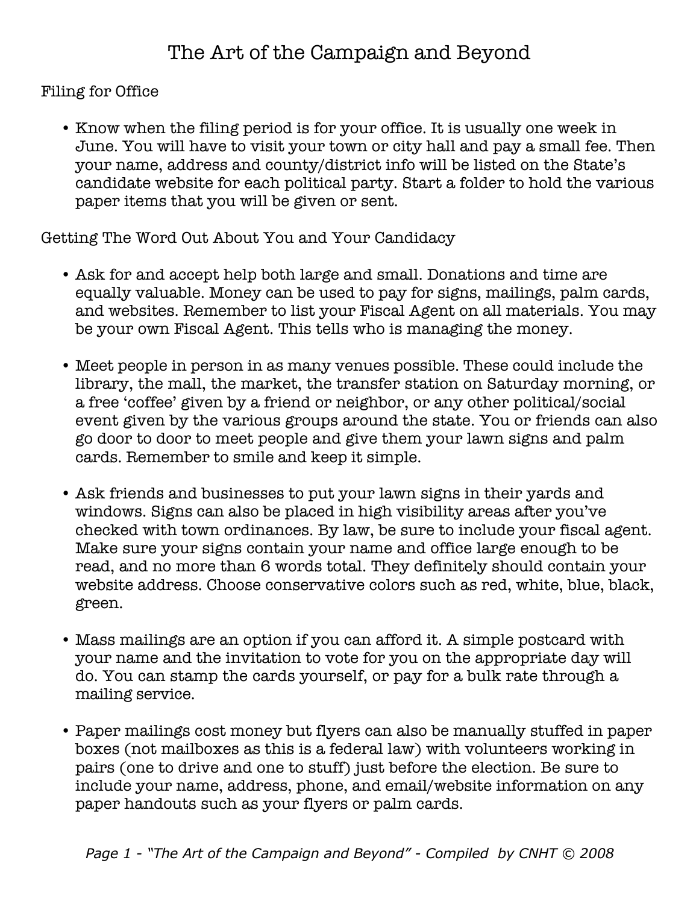# The Art of the Campaign and Beyond

## Filing for Office

- Know when the filing period is for your office. It is usually one week in June. You will have to visit your town or city hall and pay a small fee. Then your name, address and county/district info will be listed on the State's candidate website for each political party. Start a folder to hold the various paper items that you will be given or sent.

## Getting The Word Out About You and Your Candidacy

- Ask for and accept help both large and small. Donations and time are equally valuable. Money can be used to pay for signs, mailings, palm cards, and websites. Remember to list your Fiscal Agent on all materials. You may be your own Fiscal Agent. This tells who is managing the money.

- Meet people in person in as many venues possible. These could include the library, the mall, the market, the transfer station on Saturday morning, or a free 'coffee' given by a friend or neighbor, or any other political/social event given by the various groups around the state. You or friends can also go door to door to meet people and give them your lawn signs and palm cards. Remember to smile and keep it simple.

- Ask friends and businesses to put your lawn signs in their yards and windows. Signs can also be placed in high visibility areas after you've checked with town ordinances. By law, be sure to include your fiscal agent. Make sure your signs contain your name and office large enough to be read, and no more than 6 words total. They definitely should contain your website address. Choose conservative colors such as red, white, blue, black, green.

- Mass mailings are an option if you can afford it. A simple postcard with your name and the invitation to vote for you on the appropriate day will do. You can stamp the cards yourself, or pay for a bulk rate through a mailing service.

- Paper mailings cost money but flyers can also be manually stuffed in paper boxes (not mailboxes as this is a federal law) with volunteers working in pairs (one to drive and one to stuff) just before the election. Be sure to include your name, address, phone, and email/website information on any paper handouts such as your flyers or palm cards.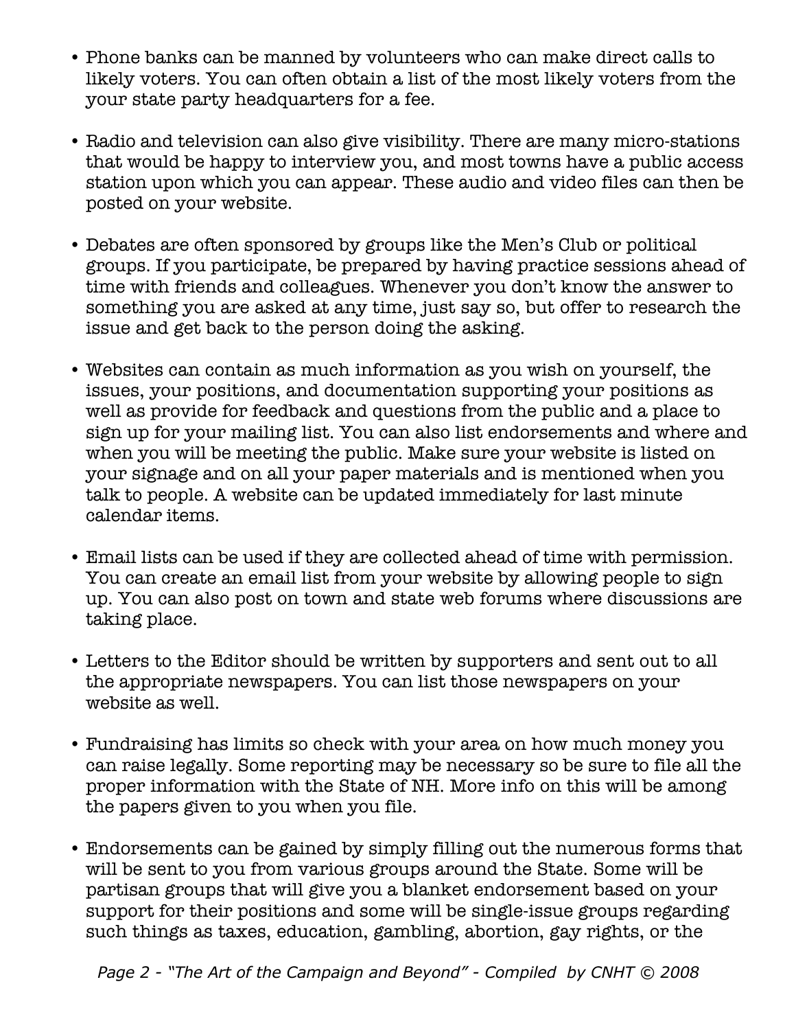- Phone banks can be manned by volunteers who can make direct calls to likely voters. You can often obtain a list of the most likely voters from the your state party headquarters for a fee.

- Radio and television can also give visibility. There are many micro-stations that would be happy to interview you, and most towns have a public access station upon which you can appear. These audio and video files can then be posted on your website.

- Debates are often sponsored by groups like the Men's Club or political groups. If you participate, be prepared by having practice sessions ahead of time with friends and colleagues. Whenever you don't know the answer to something you are asked at any time, just say so, but offer to research the issue and get back to the person doing the asking.

- Websites can contain as much information as you wish on yourself, the issues, your positions, and documentation supporting your positions as well as provide for feedback and questions from the public and a place to sign up for your mailing list. You can also list endorsements and where and when you will be meeting the public. Make sure your website is listed on your signage and on all your paper materials and is mentioned when you talk to people. A website can be updated immediately for last minute calendar items.

- Email lists can be used if they are collected ahead of time with permission. You can create an email list from your website by allowing people to sign up. You can also post on town and state web forums where discussions are taking place.

- Letters to the Editor should be written by supporters and sent out to all the appropriate newspapers. You can list those newspapers on your website as well.

- Fundraising has limits so check with your area on how much money you can raise legally. Some reporting may be necessary so be sure to file all the proper information with the State of NH. More info on this will be among the papers given to you when you file.

- Endorsements can be gained by simply filling out the numerous forms that will be sent to you from various groups around the State. Some will be partisan groups that will give you a blanket endorsement based on your support for their positions and some will be single-issue groups regarding such things as taxes, education, gambling, abortion, gay rights, or the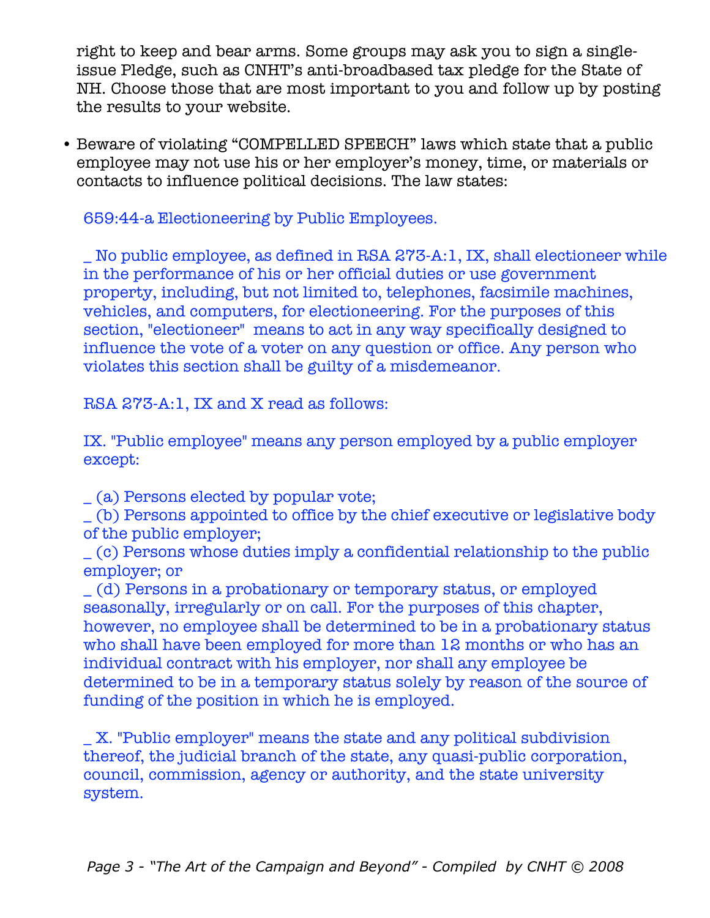right to keep and bear arms. Some groups may ask you to sign a single-issue Pledge, such as CNHT's anti-broadbased tax pledge for the State of NH. Choose those that are most important to you and follow up by posting the results to your website.

- Beware of violating "COMPELLED SPEECH" laws which state that a public employee may not use his or her employer's money, time, or materials or contacts to influence political decisions. The law states:

  659:44-a Electioneering by Public Employees.

  _ No public employee, as defined in RSA 273-A:1, IX, shall electioneer while in the performance of his or her official duties or use government property, including, but not limited to, telephones, facsimile machines, vehicles, and computers, for electioneering. For the purposes of this section, "electioneer" means to act in any way specifically designed to influence the vote of a voter on any question or office. Any person who violates this section shall be guilty of a misdemeanor.

  RSA 273-A:1, IX and X read as follows:

  IX. "Public employee" means any person employed by a public employer except:

  _ (a) Persons elected by popular vote;
  _ (b) Persons appointed to office by the chief executive or legislative body of the public employer;
  _ (c) Persons whose duties imply a confidential relationship to the public employer; or
  _ (d) Persons in a probationary or temporary status, or employed seasonally, irregularly or on call. For the purposes of this chapter, however, no employee shall be determined to be in a probationary status who shall have been employed for more than 12 months or who has an individual contract with his employer, nor shall any employee be determined to be in a temporary status solely by reason of the source of funding of the position in which he is employed.

  _ X. "Public employer" means the state and any political subdivision thereof, the judicial branch of the state, any quasi-public corporation, council, commission, agency or authority, and the state university system.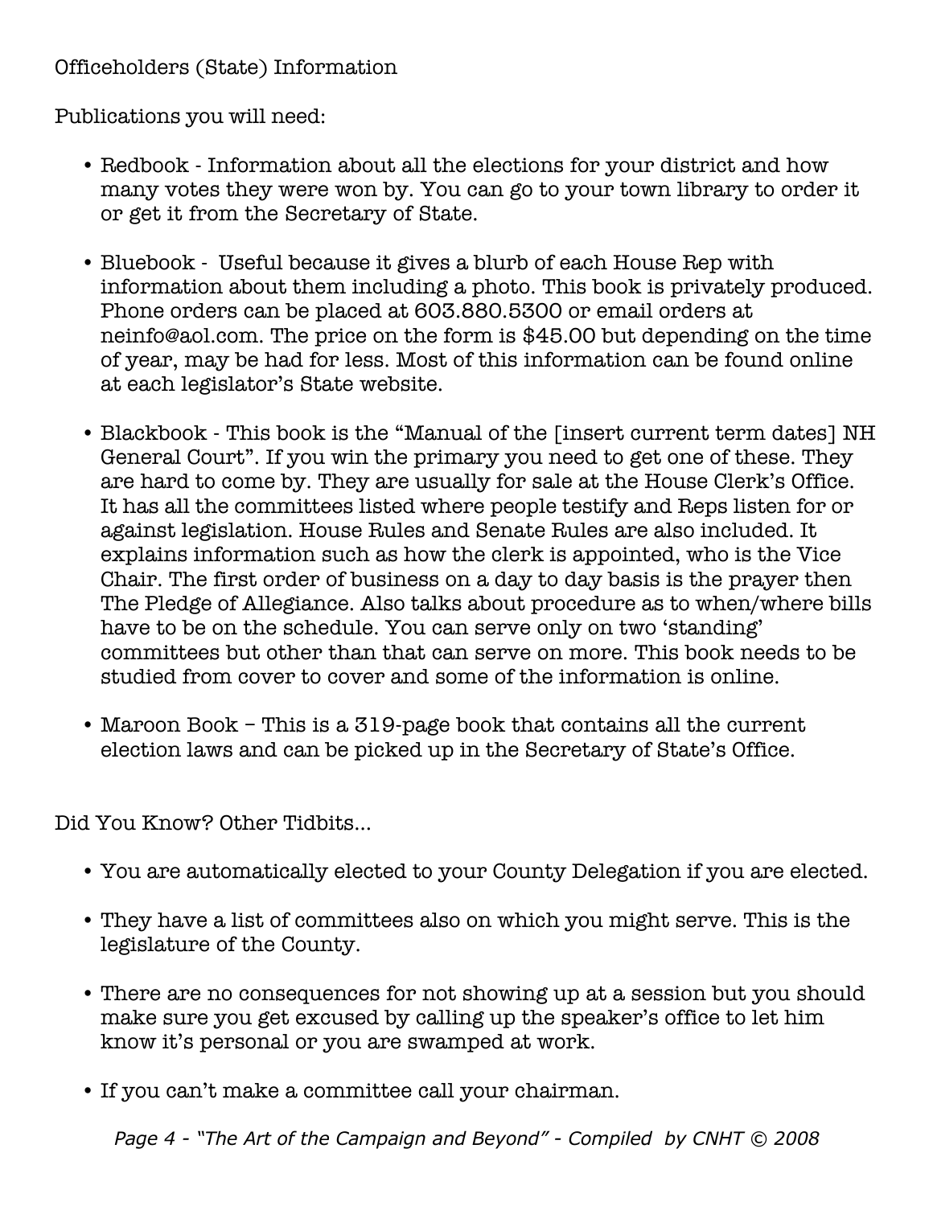Officeholders (State) Information

Publications you will need:

- Redbook - Information about all the elections for your district and how many votes they were won by. You can go to your town library to order it or get it from the Secretary of State.

- Bluebook - Useful because it gives a blurb of each House Rep with information about them including a photo. This book is privately produced. Phone orders can be placed at 603.880.5300 or email orders at neinfo@aol.com. The price on the form is $45.00 but depending on the time of year, may be had for less. Most of this information can be found online at each legislator's State website.

- Blackbook - This book is the "Manual of the [insert current term dates] NH General Court". If you win the primary you need to get one of these. They are hard to come by. They are usually for sale at the House Clerk's Office. It has all the committees listed where people testify and Reps listen for or against legislation. House Rules and Senate Rules are also included. It explains information such as how the clerk is appointed, who is the Vice Chair. The first order of business on a day to day basis is the prayer then The Pledge of Allegiance. Also talks about procedure as to when/where bills have to be on the schedule. You can serve only on two 'standing' committees but other than that can serve on more. This book needs to be studied from cover to cover and some of the information is online.

- Maroon Book – This is a 319-page book that contains all the current election laws and can be picked up in the Secretary of State's Office.

Did You Know? Other Tidbits...

- You are automatically elected to your County Delegation if you are elected.

- They have a list of committees also on which you might serve. This is the legislature of the County.

- There are no consequences for not showing up at a session but you should make sure you get excused by calling up the speaker's office to let him know it's personal or you are swamped at work.

- If you can't make a committee call your chairman.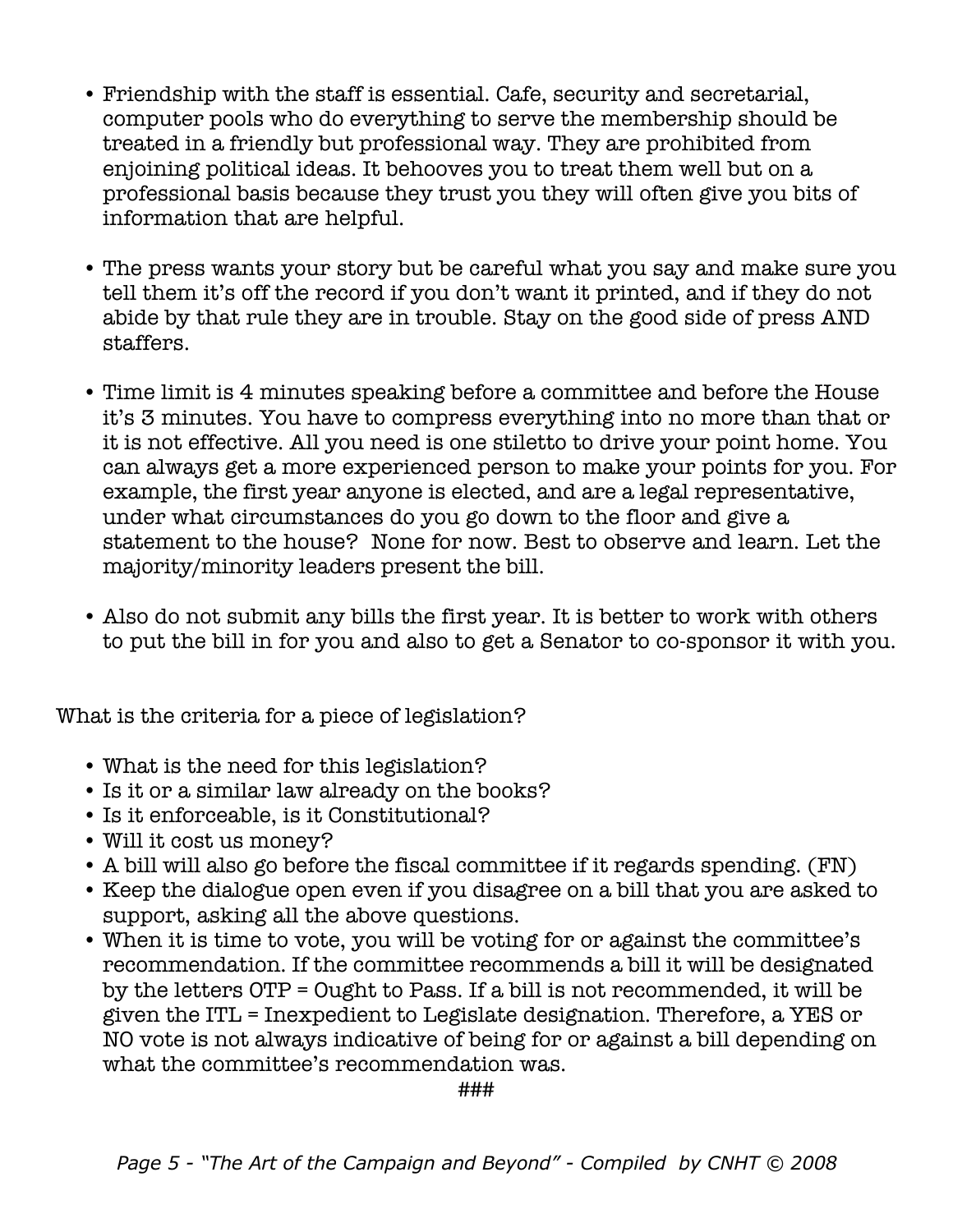- Friendship with the staff is essential. Cafe, security and secretarial, computer pools who do everything to serve the membership should be treated in a friendly but professional way. They are prohibited from enjoining political ideas. It behooves you to treat them well but on a professional basis because they trust you they will often give you bits of information that are helpful.

- The press wants your story but be careful what you say and make sure you tell them it's off the record if you don't want it printed, and if they do not abide by that rule they are in trouble. Stay on the good side of press AND staffers.

- Time limit is 4 minutes speaking before a committee and before the House it's 3 minutes. You have to compress everything into no more than that or it is not effective. All you need is one stiletto to drive your point home. You can always get a more experienced person to make your points for you. For example, the first year anyone is elected, and are a legal representative, under what circumstances do you go down to the floor and give a statement to the house? None for now. Best to observe and learn. Let the majority/minority leaders present the bill.

- Also do not submit any bills the first year. It is better to work with others to put the bill in for you and also to get a Senator to co-sponsor it with you.

What is the criteria for a piece of legislation?

- What is the need for this legislation?
- Is it or a similar law already on the books?
- Is it enforceable, is it Constitutional?
- Will it cost us money?
- A bill will also go before the fiscal committee if it regards spending. (FN)
- Keep the dialogue open even if you disagree on a bill that you are asked to support, asking all the above questions.
- When it is time to vote, you will be voting for or against the committee's recommendation. If the committee recommends a bill it will be designated by the letters OTP = Ought to Pass. If a bill is not recommended, it will be given the ITL = Inexpedient to Legislate designation. Therefore, a YES or NO vote is not always indicative of being for or against a bill depending on what the committee's recommendation was.

###